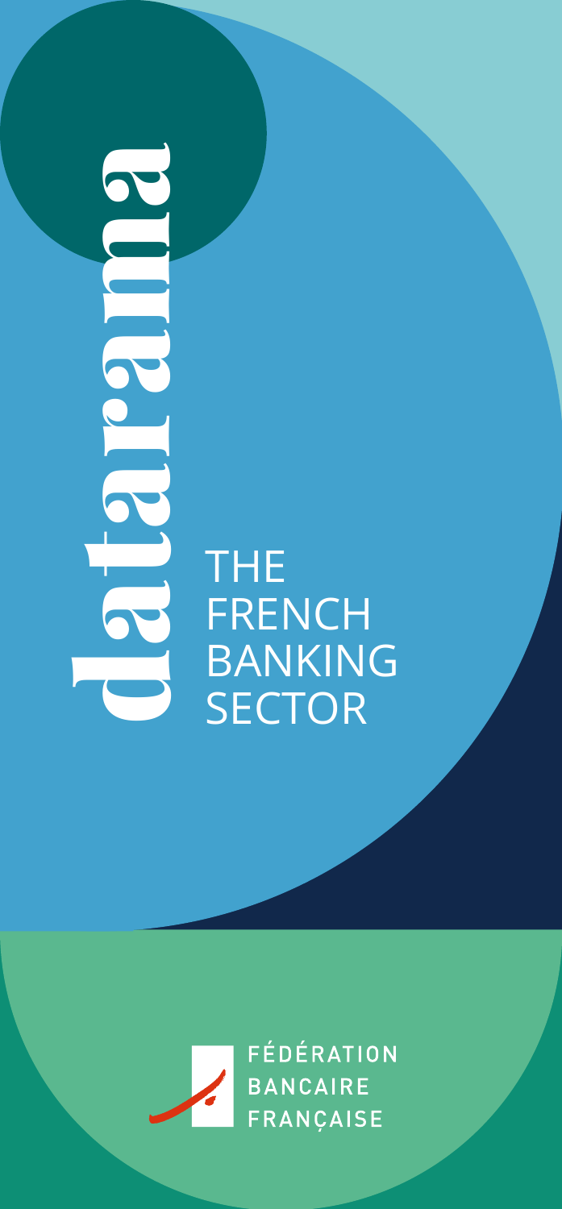# datarama

## THE FRENCH BANKING SECTOR

FÉDÉRATION
BANCAIRE
FRANÇAISE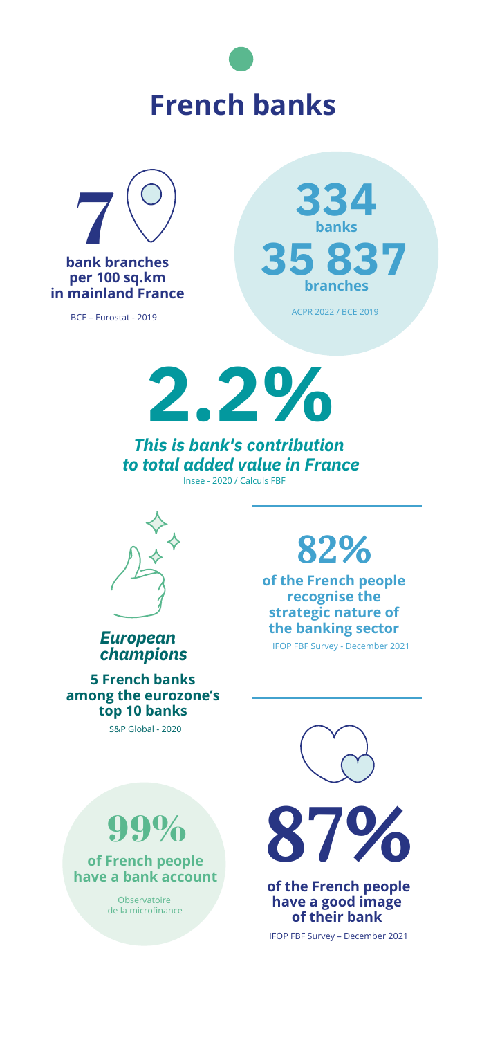# French banks

**7**

**bank branches per 100 sq.km in mainland France**

BCE – Eurostat - 2019

**334**
**banks**

**35 837**
**branches**

ACPR 2022 / BCE 2019

**2.2%**

***This is bank's contribution to total added value in France***

Insee - 2020 / Calculs FBF

***European champions***

**5 French banks among the eurozone's top 10 banks**

S&P Global - 2020

**82%**

**of the French people recognise the strategic nature of the banking sector**

IFOP FBF Survey - December 2021

**99%**

**of French people have a bank account**

Observatoire de la microfinance

**87%**

**of the French people have a good image of their bank**

IFOP FBF Survey – December 2021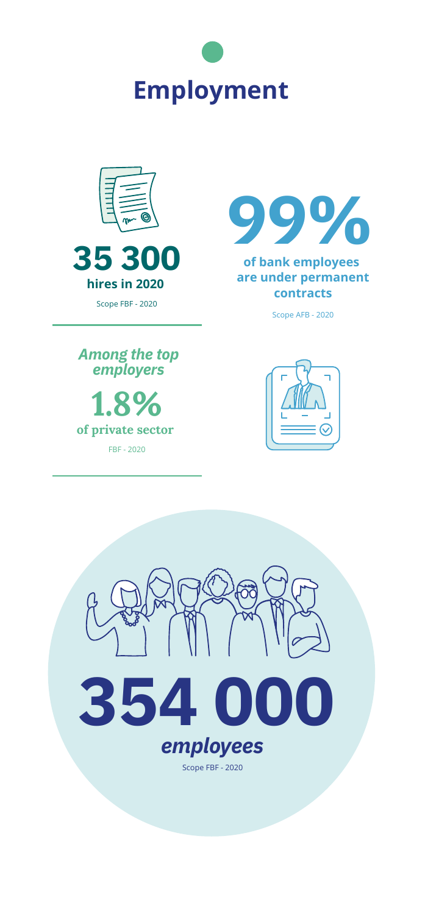# Employment

**35 300**
**hires in 2020**

Scope FBF - 2020

**99%**

**of bank employees are under permanent contracts**

Scope AFB - 2020

***Among the top employers***

**1.8%**
**of private sector**

FBF - 2020

**354 000**
***employees***

Scope FBF - 2020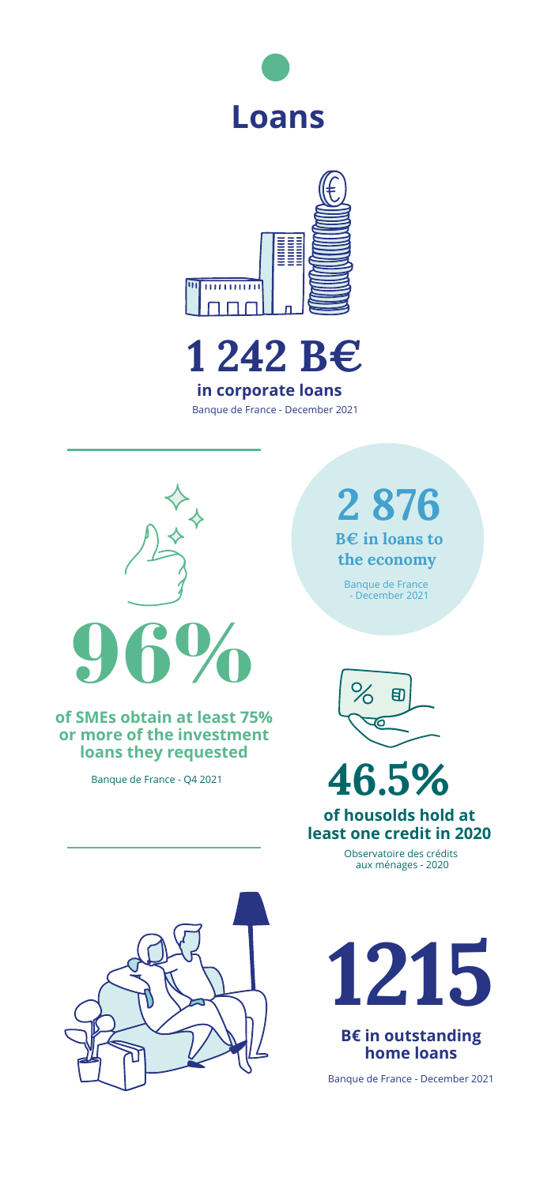# Loans

**1 242 B€**

**in corporate loans**

Banque de France - December 2021

**2 876**

**B€ in loans to the economy**

Banque de France - December 2021

**96%**

**of SMEs obtain at least 75% or more of the investment loans they requested**

Banque de France - Q4 2021

**46.5%**

**of housolds hold at least one credit in 2020**

Observatoire des crédits aux ménages - 2020

**1215**

**B€ in outstanding home loans**

Banque de France - December 2021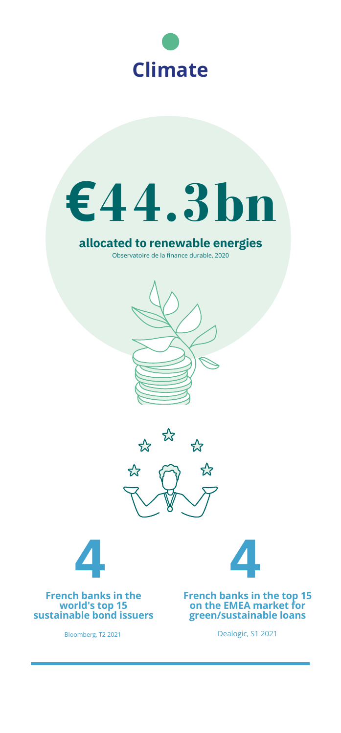# Climate

**€44.3bn**

**allocated to renewable energies**

Observatoire de la finance durable, 2020

**4**

**French banks in the world's top 15 sustainable bond issuers**

Bloomberg, T2 2021

**4**

**French banks in the top 15 on the EMEA market for green/sustainable loans**

Dealogic, S1 2021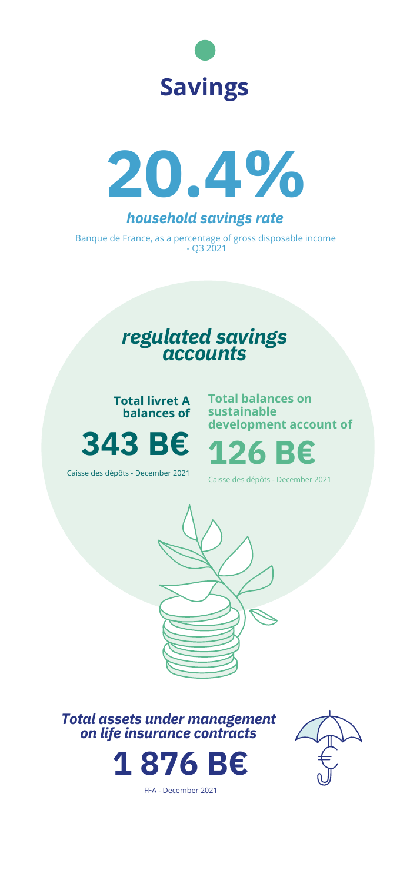# Savings

## 20.4%

***household savings rate***

Banque de France, as a percentage of gross disposable income - Q3 2021

## *regulated savings accounts*

**Total livret A balances of**

**343 B€**

Caisse des dépôts - December 2021

**Total balances on sustainable development account of**

**126 B€**

Caisse des dépôts - December 2021

***Total assets under management on life insurance contracts***

**1 876 B€**

FFA - December 2021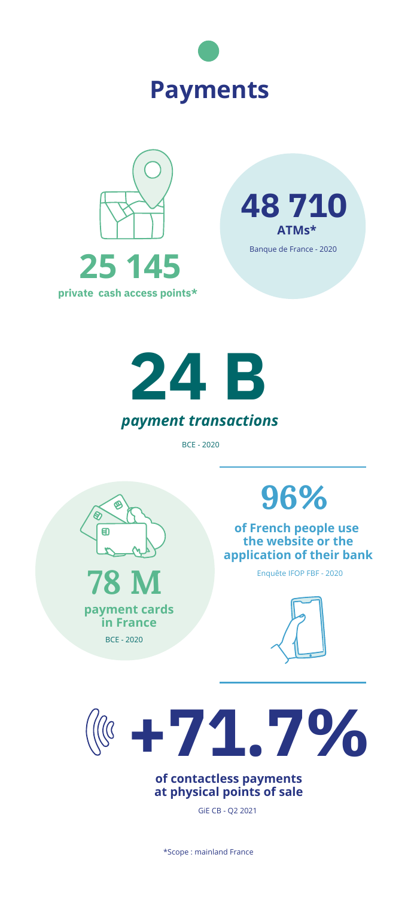# Payments

**25 145**

**private cash access points***

**48 710**

**ATMs***

Banque de France - 2020

**24 B**

***payment transactions***

BCE - 2020

**78 M**

**payment cards in France**

BCE - 2020

**96%**

**of French people use the website or the application of their bank**

Enquête IFOP FBF - 2020

**+71.7%**

**of contactless payments at physical points of sale**

GIE CB - Q2 2021

*Scope : mainland France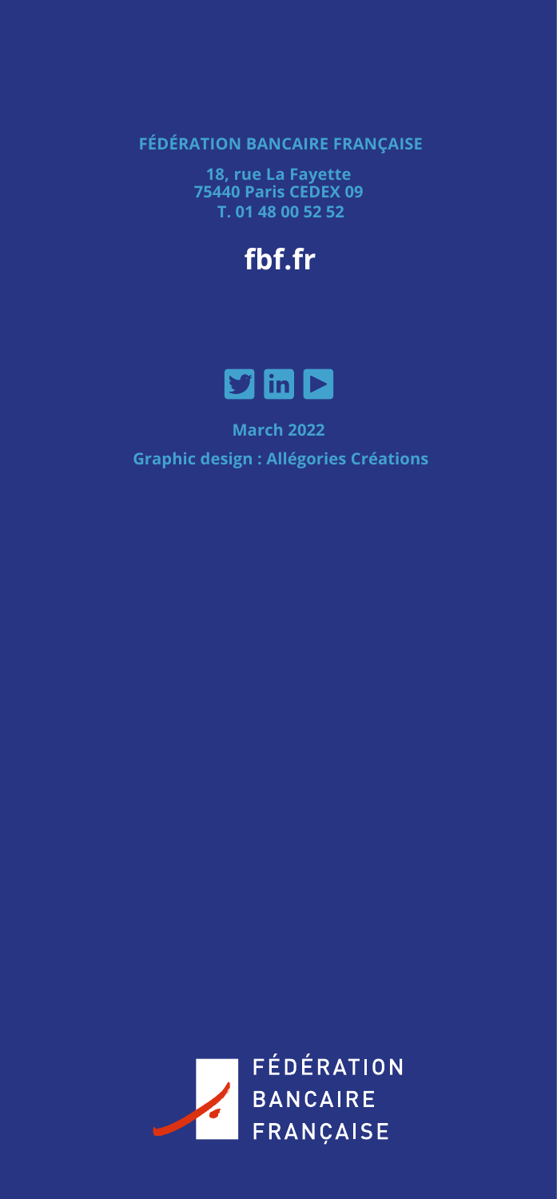**FÉDÉRATION BANCAIRE FRANÇAISE**

**18, rue La Fayette**
**75440 Paris CEDEX 09**
**T. 01 48 00 52 52**

**fbf.fr**

**March 2022**

**Graphic design : Allégories Créations**

FÉDÉRATION
BANCAIRE
FRANÇAISE